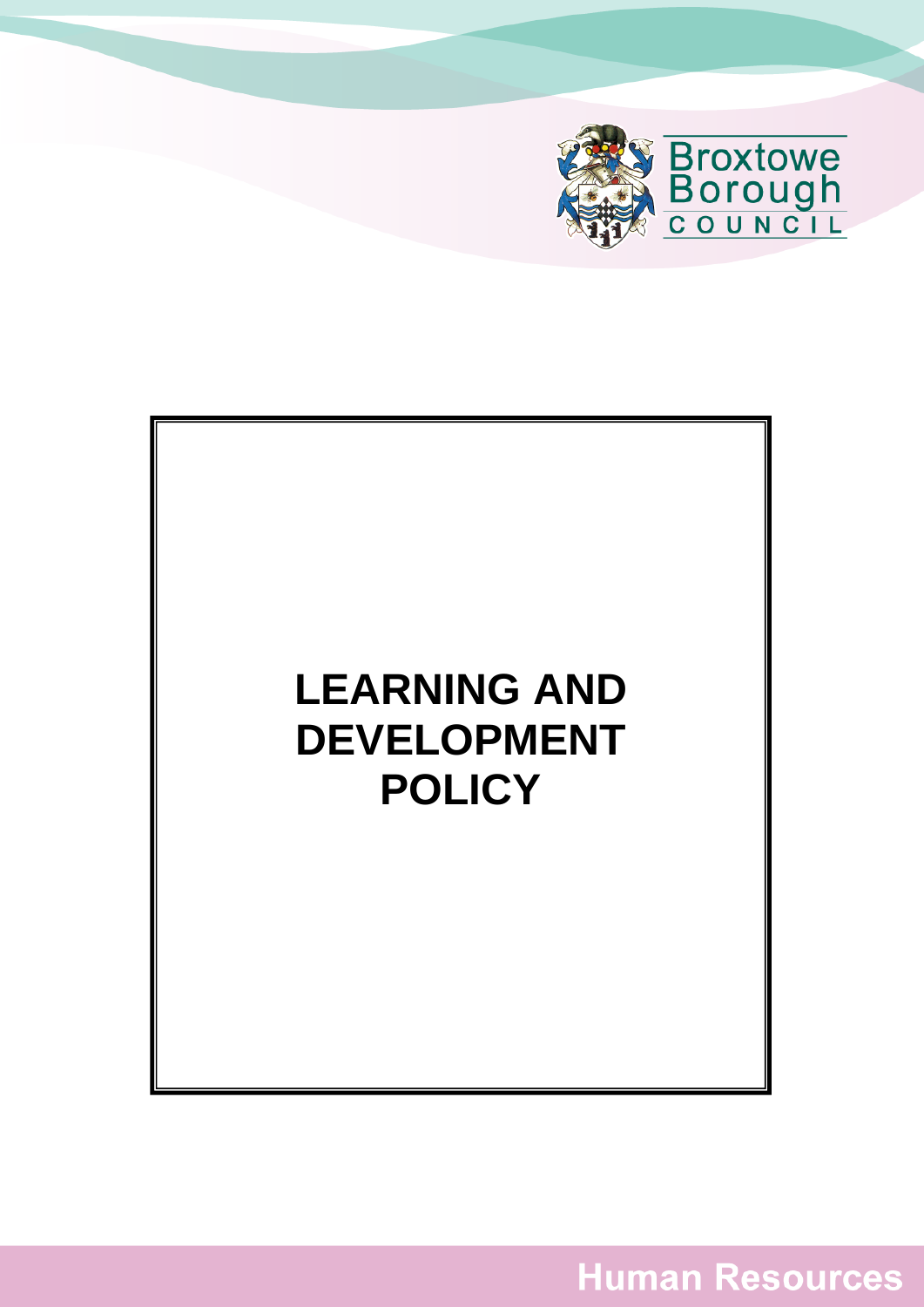Broxtowe Borough COUNCIL

# LEARNING AND DEVELOPMENT POLICY

Human Resources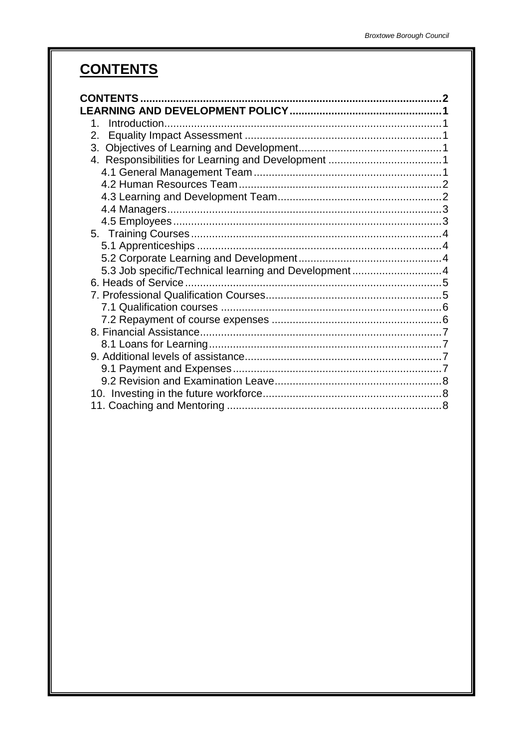# CONTENTS

**CONTENTS** .................................................................................................. **2**
**LEARNING AND DEVELOPMENT POLICY** .................................................. **1**
1. Introduction ............................................................................................ 1
2. Equality Impact Assessment .................................................................. 1
3. Objectives of Learning and Development ................................................ 1
4. Responsibilities for Learning and Development ...................................... 1
   4.1 General Management Team ................................................................ 1
   4.2 Human Resources Team ..................................................................... 2
   4.3 Learning and Development Team ........................................................ 2
   4.4 Managers ............................................................................................ 3
   4.5 Employees .......................................................................................... 3
5. Training Courses ...................................................................................... 4
   5.1 Apprenticeships .................................................................................. 4
   5.2 Corporate Learning and Development ................................................ 4
   5.3 Job specific/Technical learning and Development .............................. 4
6. Heads of Service ....................................................................................... 5
7. Professional Qualification Courses ........................................................... 5
   7.1 Qualification courses .......................................................................... 6
   7.2 Repayment of course expenses ........................................................... 6
8. Financial Assistance ................................................................................. 7
   8.1 Loans for Learning .............................................................................. 7
9. Additional levels of assistance .................................................................. 7
   9.1 Payment and Expenses ....................................................................... 7
   9.2 Revision and Examination Leave ......................................................... 8
10. Investing in the future workforce ............................................................ 8
11. Coaching and Mentoring ........................................................................ 8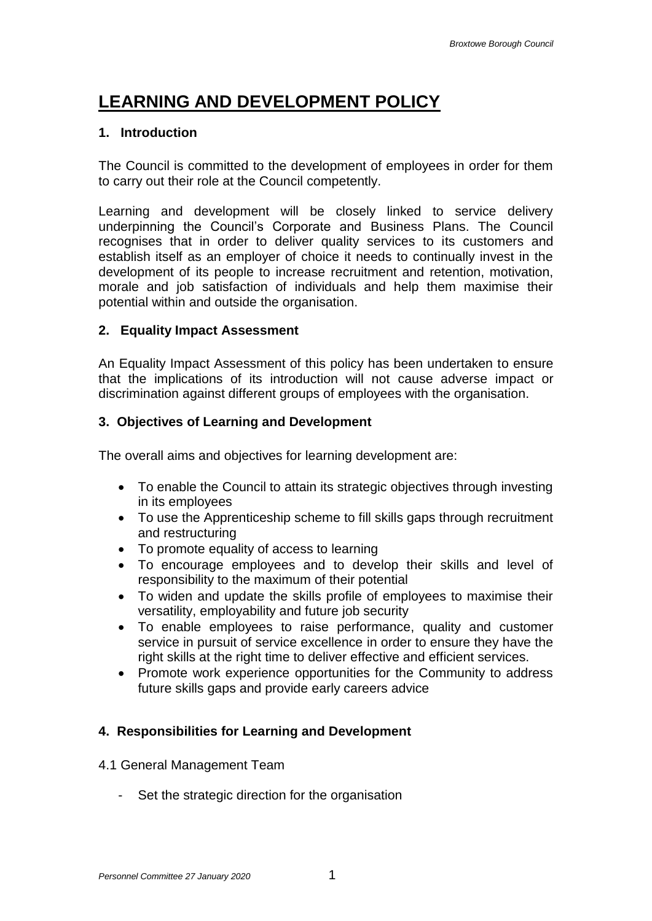# LEARNING AND DEVELOPMENT POLICY

## 1. Introduction

The Council is committed to the development of employees in order for them to carry out their role at the Council competently.

Learning and development will be closely linked to service delivery underpinning the Council's Corporate and Business Plans. The Council recognises that in order to deliver quality services to its customers and establish itself as an employer of choice it needs to continually invest in the development of its people to increase recruitment and retention, motivation, morale and job satisfaction of individuals and help them maximise their potential within and outside the organisation.

## 2. Equality Impact Assessment

An Equality Impact Assessment of this policy has been undertaken to ensure that the implications of its introduction will not cause adverse impact or discrimination against different groups of employees with the organisation.

## 3. Objectives of Learning and Development

The overall aims and objectives for learning development are:

- To enable the Council to attain its strategic objectives through investing in its employees
- To use the Apprenticeship scheme to fill skills gaps through recruitment and restructuring
- To promote equality of access to learning
- To encourage employees and to develop their skills and level of responsibility to the maximum of their potential
- To widen and update the skills profile of employees to maximise their versatility, employability and future job security
- To enable employees to raise performance, quality and customer service in pursuit of service excellence in order to ensure they have the right skills at the right time to deliver effective and efficient services.
- Promote work experience opportunities for the Community to address future skills gaps and provide early careers advice

## 4. Responsibilities for Learning and Development

4.1 General Management Team

- Set the strategic direction for the organisation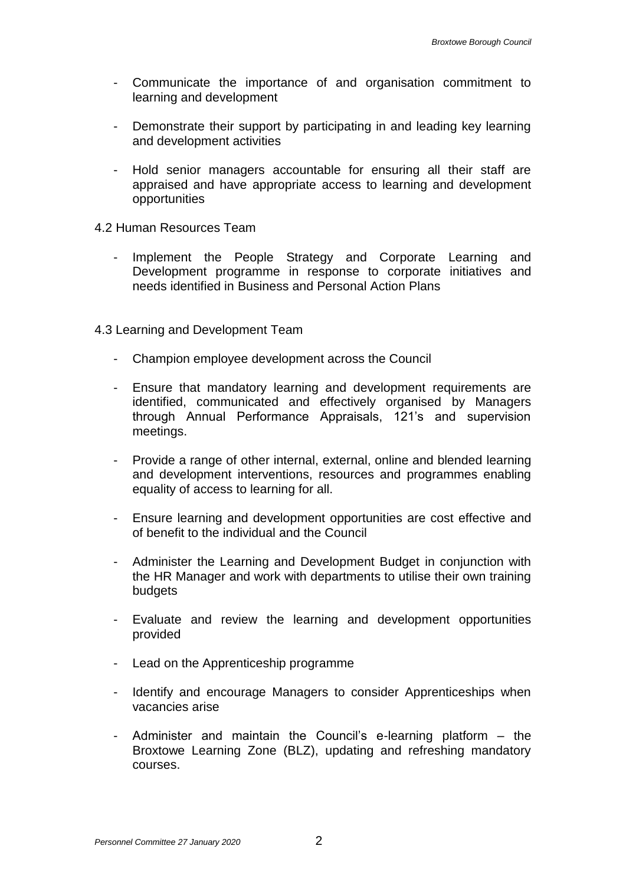- Communicate the importance of and organisation commitment to learning and development
- Demonstrate their support by participating in and leading key learning and development activities
- Hold senior managers accountable for ensuring all their staff are appraised and have appropriate access to learning and development opportunities

4.2 Human Resources Team

- Implement the People Strategy and Corporate Learning and Development programme in response to corporate initiatives and needs identified in Business and Personal Action Plans

4.3 Learning and Development Team

- Champion employee development across the Council
- Ensure that mandatory learning and development requirements are identified, communicated and effectively organised by Managers through Annual Performance Appraisals, 121's and supervision meetings.
- Provide a range of other internal, external, online and blended learning and development interventions, resources and programmes enabling equality of access to learning for all.
- Ensure learning and development opportunities are cost effective and of benefit to the individual and the Council
- Administer the Learning and Development Budget in conjunction with the HR Manager and work with departments to utilise their own training budgets
- Evaluate and review the learning and development opportunities provided
- Lead on the Apprenticeship programme
- Identify and encourage Managers to consider Apprenticeships when vacancies arise
- Administer and maintain the Council's e-learning platform – the Broxtowe Learning Zone (BLZ), updating and refreshing mandatory courses.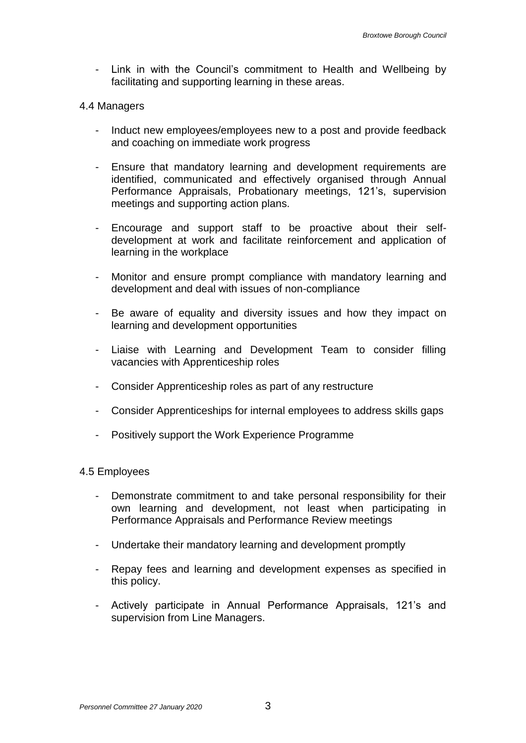- Link in with the Council's commitment to Health and Wellbeing by facilitating and supporting learning in these areas.

4.4 Managers

- Induct new employees/employees new to a post and provide feedback and coaching on immediate work progress
- Ensure that mandatory learning and development requirements are identified, communicated and effectively organised through Annual Performance Appraisals, Probationary meetings, 121's, supervision meetings and supporting action plans.
- Encourage and support staff to be proactive about their self-development at work and facilitate reinforcement and application of learning in the workplace
- Monitor and ensure prompt compliance with mandatory learning and development and deal with issues of non-compliance
- Be aware of equality and diversity issues and how they impact on learning and development opportunities
- Liaise with Learning and Development Team to consider filling vacancies with Apprenticeship roles
- Consider Apprenticeship roles as part of any restructure
- Consider Apprenticeships for internal employees to address skills gaps
- Positively support the Work Experience Programme

4.5 Employees

- Demonstrate commitment to and take personal responsibility for their own learning and development, not least when participating in Performance Appraisals and Performance Review meetings
- Undertake their mandatory learning and development promptly
- Repay fees and learning and development expenses as specified in this policy.
- Actively participate in Annual Performance Appraisals, 121's and supervision from Line Managers.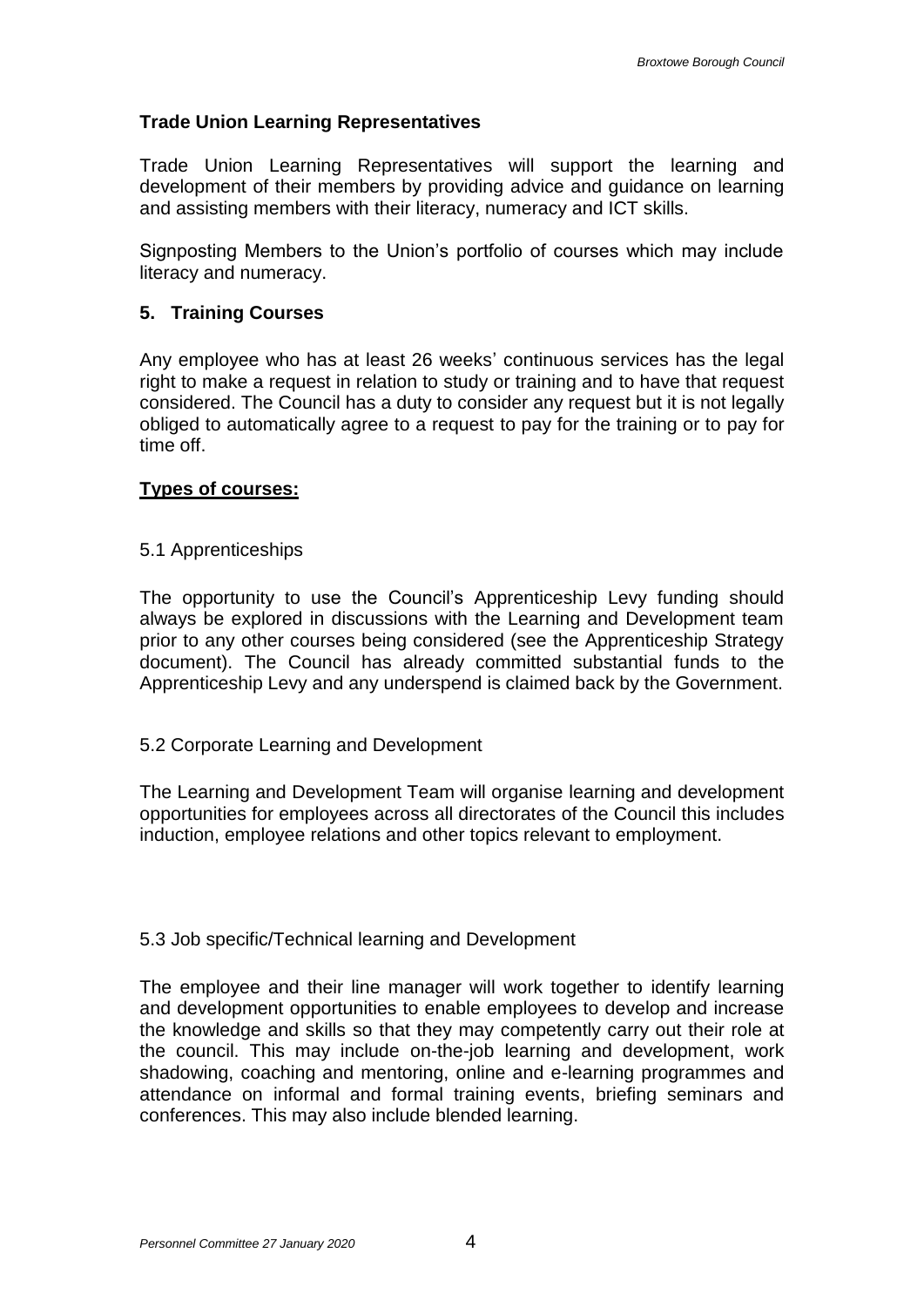**Trade Union Learning Representatives**

Trade Union Learning Representatives will support the learning and development of their members by providing advice and guidance on learning and assisting members with their literacy, numeracy and ICT skills.

Signposting Members to the Union's portfolio of courses which may include literacy and numeracy.

## 5. Training Courses

Any employee who has at least 26 weeks' continuous services has the legal right to make a request in relation to study or training and to have that request considered. The Council has a duty to consider any request but it is not legally obliged to automatically agree to a request to pay for the training or to pay for time off.

**Types of courses:**

### 5.1 Apprenticeships

The opportunity to use the Council's Apprenticeship Levy funding should always be explored in discussions with the Learning and Development team prior to any other courses being considered (see the Apprenticeship Strategy document). The Council has already committed substantial funds to the Apprenticeship Levy and any underspend is claimed back by the Government.

### 5.2 Corporate Learning and Development

The Learning and Development Team will organise learning and development opportunities for employees across all directorates of the Council this includes induction, employee relations and other topics relevant to employment.

### 5.3 Job specific/Technical learning and Development

The employee and their line manager will work together to identify learning and development opportunities to enable employees to develop and increase the knowledge and skills so that they may competently carry out their role at the council. This may include on-the-job learning and development, work shadowing, coaching and mentoring, online and e-learning programmes and attendance on informal and formal training events, briefing seminars and conferences. This may also include blended learning.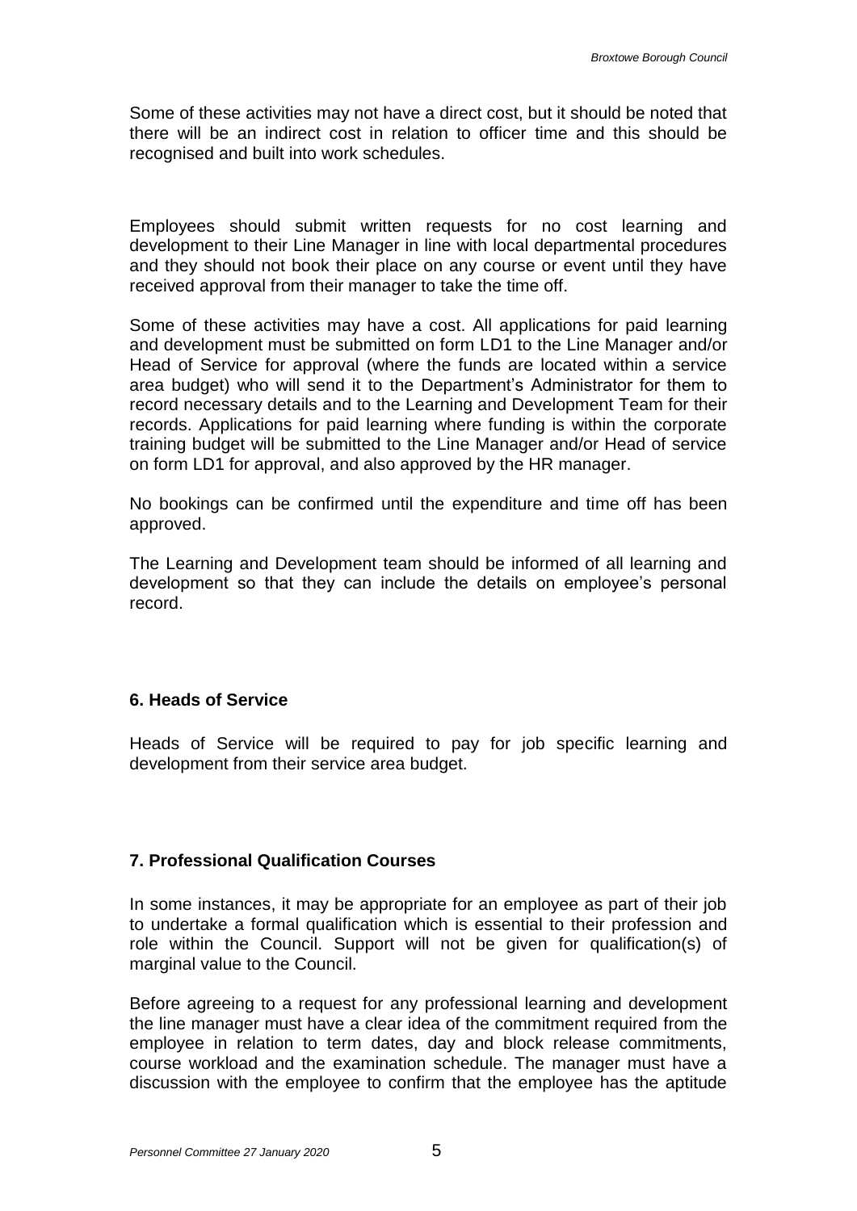Some of these activities may not have a direct cost, but it should be noted that there will be an indirect cost in relation to officer time and this should be recognised and built into work schedules.

Employees should submit written requests for no cost learning and development to their Line Manager in line with local departmental procedures and they should not book their place on any course or event until they have received approval from their manager to take the time off.

Some of these activities may have a cost. All applications for paid learning and development must be submitted on form LD1 to the Line Manager and/or Head of Service for approval (where the funds are located within a service area budget) who will send it to the Department's Administrator for them to record necessary details and to the Learning and Development Team for their records. Applications for paid learning where funding is within the corporate training budget will be submitted to the Line Manager and/or Head of service on form LD1 for approval, and also approved by the HR manager.

No bookings can be confirmed until the expenditure and time off has been approved.

The Learning and Development team should be informed of all learning and development so that they can include the details on employee's personal record.

**6. Heads of Service**

Heads of Service will be required to pay for job specific learning and development from their service area budget.

**7. Professional Qualification Courses**

In some instances, it may be appropriate for an employee as part of their job to undertake a formal qualification which is essential to their profession and role within the Council. Support will not be given for qualification(s) of marginal value to the Council.

Before agreeing to a request for any professional learning and development the line manager must have a clear idea of the commitment required from the employee in relation to term dates, day and block release commitments, course workload and the examination schedule. The manager must have a discussion with the employee to confirm that the employee has the aptitude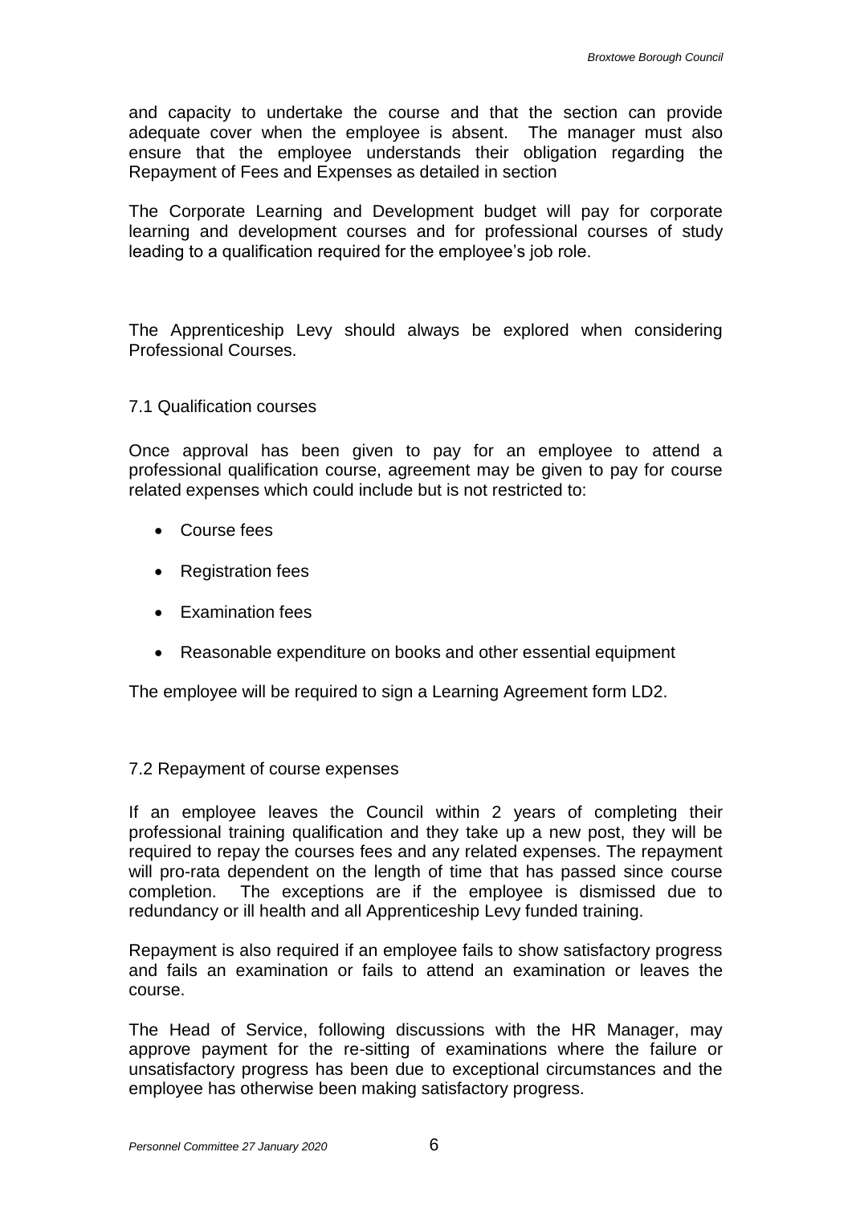and capacity to undertake the course and that the section can provide adequate cover when the employee is absent. The manager must also ensure that the employee understands their obligation regarding the Repayment of Fees and Expenses as detailed in section

The Corporate Learning and Development budget will pay for corporate learning and development courses and for professional courses of study leading to a qualification required for the employee's job role.

The Apprenticeship Levy should always be explored when considering Professional Courses.

### 7.1 Qualification courses

Once approval has been given to pay for an employee to attend a professional qualification course, agreement may be given to pay for course related expenses which could include but is not restricted to:

- Course fees
- Registration fees
- Examination fees
- Reasonable expenditure on books and other essential equipment

The employee will be required to sign a Learning Agreement form LD2.

### 7.2 Repayment of course expenses

If an employee leaves the Council within 2 years of completing their professional training qualification and they take up a new post, they will be required to repay the courses fees and any related expenses. The repayment will pro-rata dependent on the length of time that has passed since course completion. The exceptions are if the employee is dismissed due to redundancy or ill health and all Apprenticeship Levy funded training.

Repayment is also required if an employee fails to show satisfactory progress and fails an examination or fails to attend an examination or leaves the course.

The Head of Service, following discussions with the HR Manager, may approve payment for the re-sitting of examinations where the failure or unsatisfactory progress has been due to exceptional circumstances and the employee has otherwise been making satisfactory progress.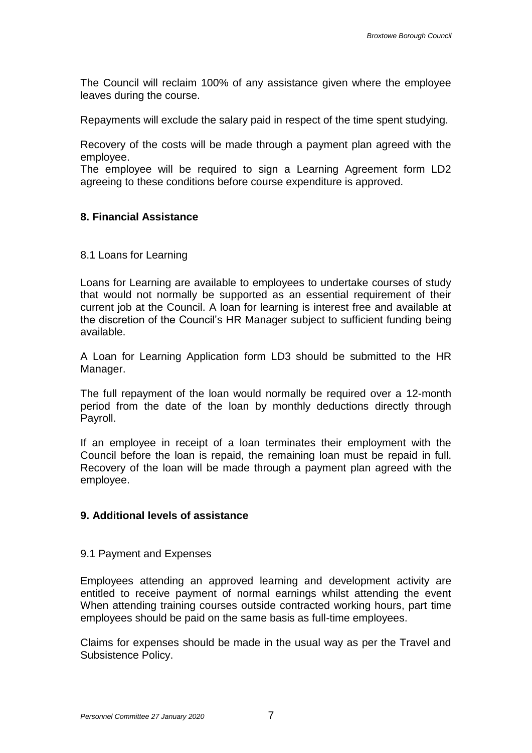The Council will reclaim 100% of any assistance given where the employee leaves during the course.

Repayments will exclude the salary paid in respect of the time spent studying.

Recovery of the costs will be made through a payment plan agreed with the employee.
The employee will be required to sign a Learning Agreement form LD2 agreeing to these conditions before course expenditure is approved.

## 8. Financial Assistance

### 8.1 Loans for Learning

Loans for Learning are available to employees to undertake courses of study that would not normally be supported as an essential requirement of their current job at the Council. A loan for learning is interest free and available at the discretion of the Council's HR Manager subject to sufficient funding being available.

A Loan for Learning Application form LD3 should be submitted to the HR Manager.

The full repayment of the loan would normally be required over a 12-month period from the date of the loan by monthly deductions directly through Payroll.

If an employee in receipt of a loan terminates their employment with the Council before the loan is repaid, the remaining loan must be repaid in full. Recovery of the loan will be made through a payment plan agreed with the employee.

## 9. Additional levels of assistance

### 9.1 Payment and Expenses

Employees attending an approved learning and development activity are entitled to receive payment of normal earnings whilst attending the event When attending training courses outside contracted working hours, part time employees should be paid on the same basis as full-time employees.

Claims for expenses should be made in the usual way as per the Travel and Subsistence Policy.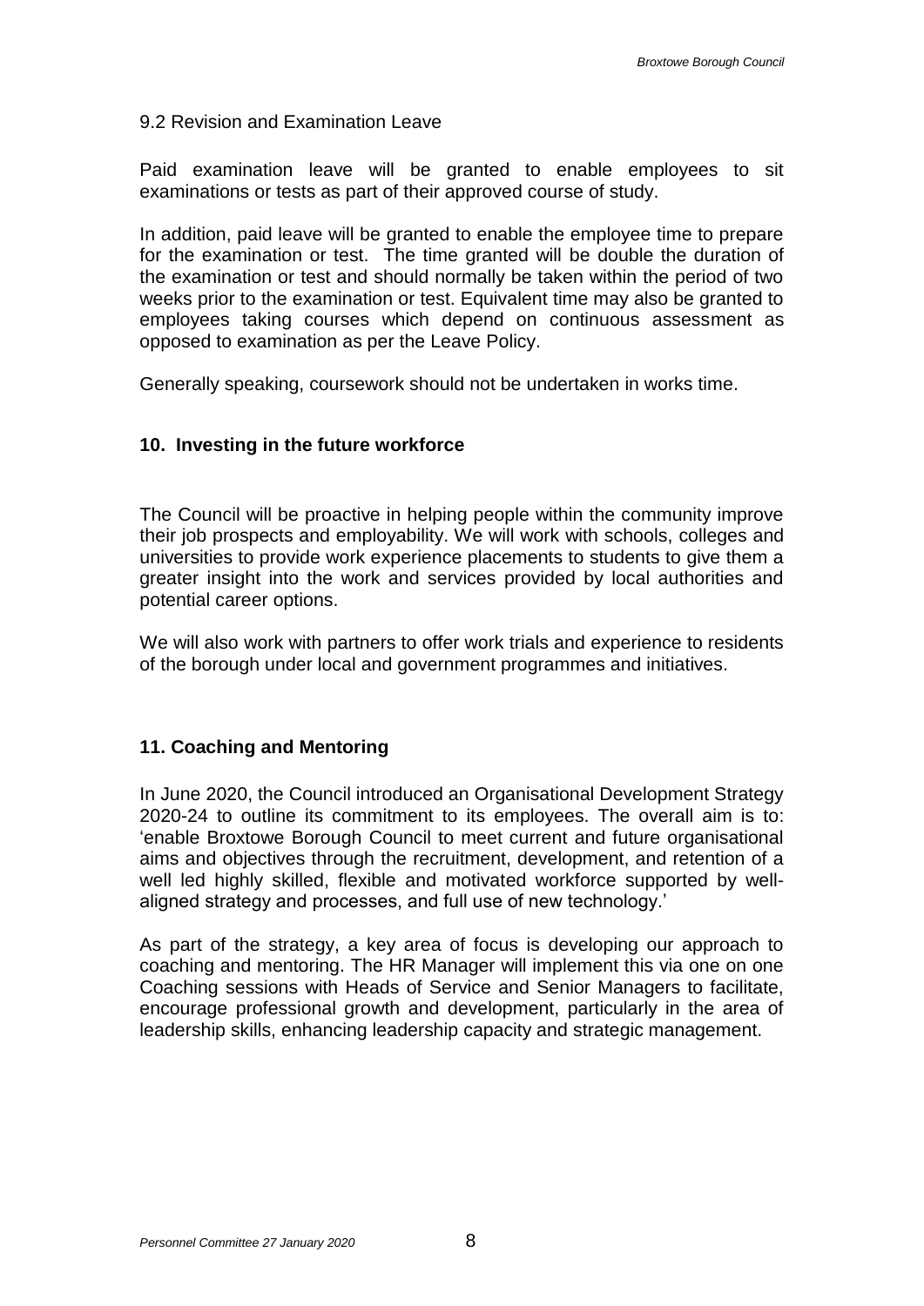9.2 Revision and Examination Leave

Paid examination leave will be granted to enable employees to sit examinations or tests as part of their approved course of study.

In addition, paid leave will be granted to enable the employee time to prepare for the examination or test. The time granted will be double the duration of the examination or test and should normally be taken within the period of two weeks prior to the examination or test. Equivalent time may also be granted to employees taking courses which depend on continuous assessment as opposed to examination as per the Leave Policy.

Generally speaking, coursework should not be undertaken in works time.

## 10. Investing in the future workforce

The Council will be proactive in helping people within the community improve their job prospects and employability. We will work with schools, colleges and universities to provide work experience placements to students to give them a greater insight into the work and services provided by local authorities and potential career options.

We will also work with partners to offer work trials and experience to residents of the borough under local and government programmes and initiatives.

## 11. Coaching and Mentoring

In June 2020, the Council introduced an Organisational Development Strategy 2020-24 to outline its commitment to its employees. The overall aim is to: 'enable Broxtowe Borough Council to meet current and future organisational aims and objectives through the recruitment, development, and retention of a well led highly skilled, flexible and motivated workforce supported by well-aligned strategy and processes, and full use of new technology.'

As part of the strategy, a key area of focus is developing our approach to coaching and mentoring. The HR Manager will implement this via one on one Coaching sessions with Heads of Service and Senior Managers to facilitate, encourage professional growth and development, particularly in the area of leadership skills, enhancing leadership capacity and strategic management.